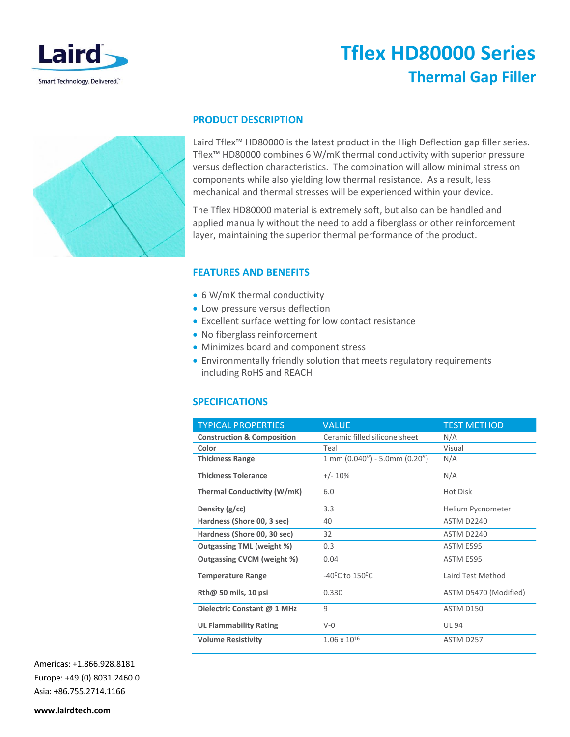# Tflex HD80000 Series

## Thermal Gap Filler

### PRODUCT DESCRIPTION

Laird Tflex™ HD80000 is the latest product in the High Deflection gap filler series. Tflex™ HD80000 combines 6 W/mK thermal conductivity with superior pressure versus deflection characteristics. The combination will allow minimal stress on components while also yielding low thermal resistance. As a result, less mechanical and thermal stresses will be experienced within your device.

The Tflex HD80000 material is extremely soft, but also can be handled and applied manually without the need to add a fiberglass or other reinforcement layer, maintaining the superior thermal performance of the product.

### FEATURES AND BENEFITS

- 6 W/mK thermal conductivity
- Low pressure versus deflection
- Excellent surface wetting for low contact resistance
- No fiberglass reinforcement
- Minimizes board and component stress
- Environmentally friendly solution that meets regulatory requirements including RoHS and REACH

### SPECIFICATIONS

| TYPICAL PROPERTIES | VALUE | TEST METHOD |
|---|---|---|
| **Construction & Composition** | Ceramic filled silicone sheet | N/A |
| **Color** | Teal | Visual |
| **Thickness Range** | 1 mm (0.040") - 5.0mm (0.20") | N/A |
| **Thickness Tolerance** | +/- 10% | N/A |
| **Thermal Conductivity (W/mK)** | 6.0 | Hot Disk |
| **Density (g/cc)** | 3.3 | Helium Pycnometer |
| **Hardness (Shore 00, 3 sec)** | 40 | ASTM D2240 |
| **Hardness (Shore 00, 30 sec)** | 32 | ASTM D2240 |
| **Outgassing TML (weight %)** | 0.3 | ASTM E595 |
| **Outgassing CVCM (weight %)** | 0.04 | ASTM E595 |
| **Temperature Range** | -40°C to 150°C | Laird Test Method |
| **Rth@ 50 mils, 10 psi** | 0.330 | ASTM D5470 (Modified) |
| **Dielectric Constant @ 1 MHz** | 9 | ASTM D150 |
| **UL Flammability Rating** | V-0 | UL 94 |
| **Volume Resistivity** | $1.06 \times 10^{16}$ | ASTM D257 |

Americas: +1.866.928.8181
Europe: +49.(0).8031.2460.0
Asia: +86.755.2714.1166

**www.lairdtech.com**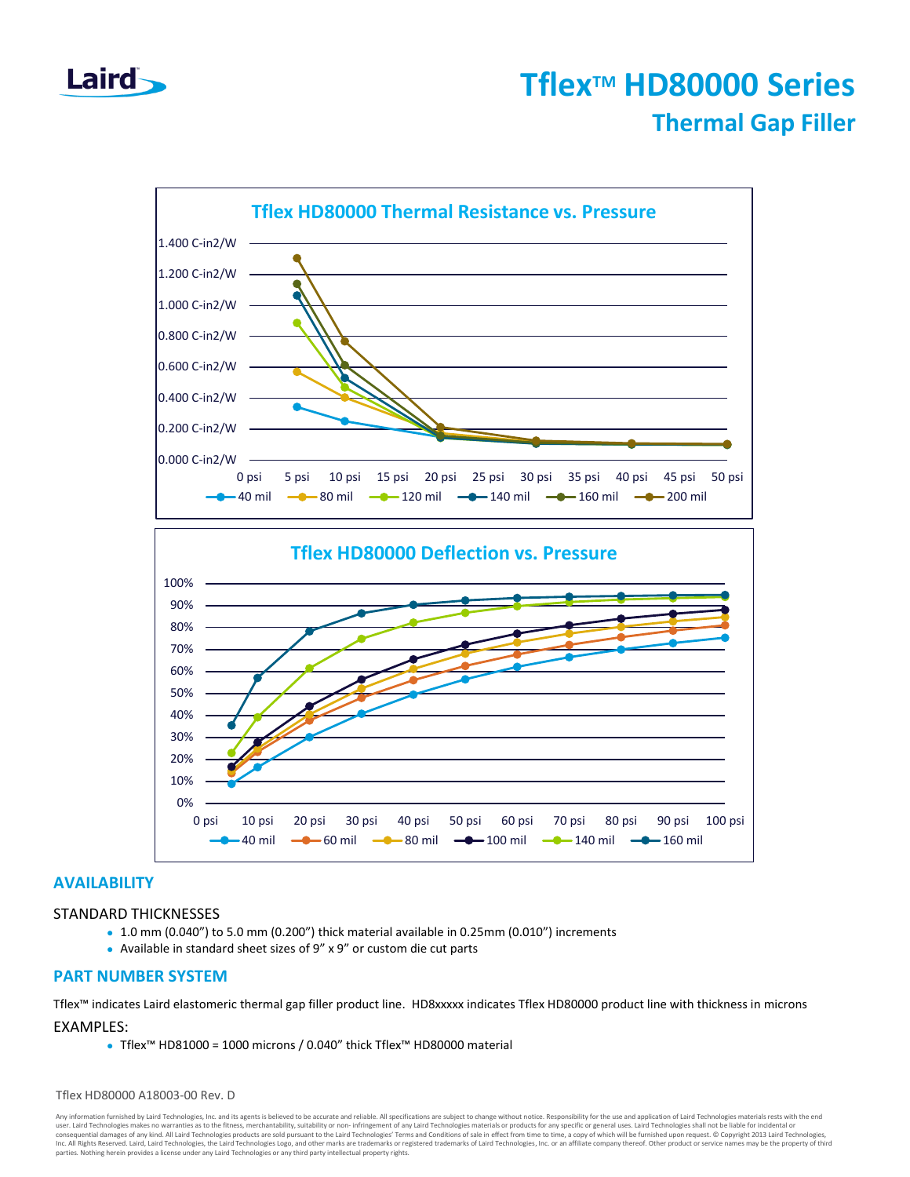# Tflex™ HD80000 Series

## Thermal Gap Filler

Tflex HD80000 Thermal Resistance vs. Pressure

1.400 C-in2/W
1.200 C-in2/W
1.000 C-in2/W
0.800 C-in2/W
0.600 C-in2/W
0.400 C-in2/W
0.200 C-in2/W
0.000 C-in2/W

0 psi 5 psi 10 psi 15 psi 20 psi 25 psi 30 psi 35 psi 40 psi 45 psi 50 psi

40 mil 80 mil 120 mil 140 mil 160 mil 200 mil

Tflex HD80000 Deflection vs. Pressure

100%
90%
80%
70%
60%
50%
40%
30%
20%
10%
0%

0 psi 10 psi 20 psi 30 psi 40 psi 50 psi 60 psi 70 psi 80 psi 90 psi 100 psi

40 mil 60 mil 80 mil 100 mil 140 mil 160 mil

## AVAILABILITY

STANDARD THICKNESSES

- 1.0 mm (0.040”) to 5.0 mm (0.200”) thick material available in 0.25mm (0.010”) increments
- Available in standard sheet sizes of 9” x 9” or custom die cut parts

## PART NUMBER SYSTEM

Tflex™ indicates Laird elastomeric thermal gap filler product line. HD8xxxxx indicates Tflex HD80000 product line with thickness in microns

EXAMPLES:

- Tflex™ HD81000 = 1000 microns / 0.040” thick Tflex™ HD80000 material

Tflex HD80000 A18003-00 Rev. D

Any information furnished by Laird Technologies, Inc. and its agents is believed to be accurate and reliable. All specifications are subject to change without notice. Responsibility for the use and application of Laird Technologies materials rests with the end user. Laird Technologies makes no warranties as to the fitness, merchantability, suitability or non- infringement of any Laird Technologies materials or products for any specific or general uses. Laird Technologies shall not be liable for incidental or consequential damages of any kind. All Laird Technologies products are sold pursuant to the Laird Technologies' Terms and Conditions of sale in effect from time to time, a copy of which will be furnished upon request. © Copyright 2013 Laird Technologies, Inc. All Rights Reserved. Laird, Laird Technologies, the Laird Technologies Logo, and other marks are trademarks or registered trademarks of Laird Technologies, Inc. or an affiliate company thereof. Other product or service names may be the property of third parties. Nothing herein provides a license under any Laird Technologies or any third party intellectual property rights.